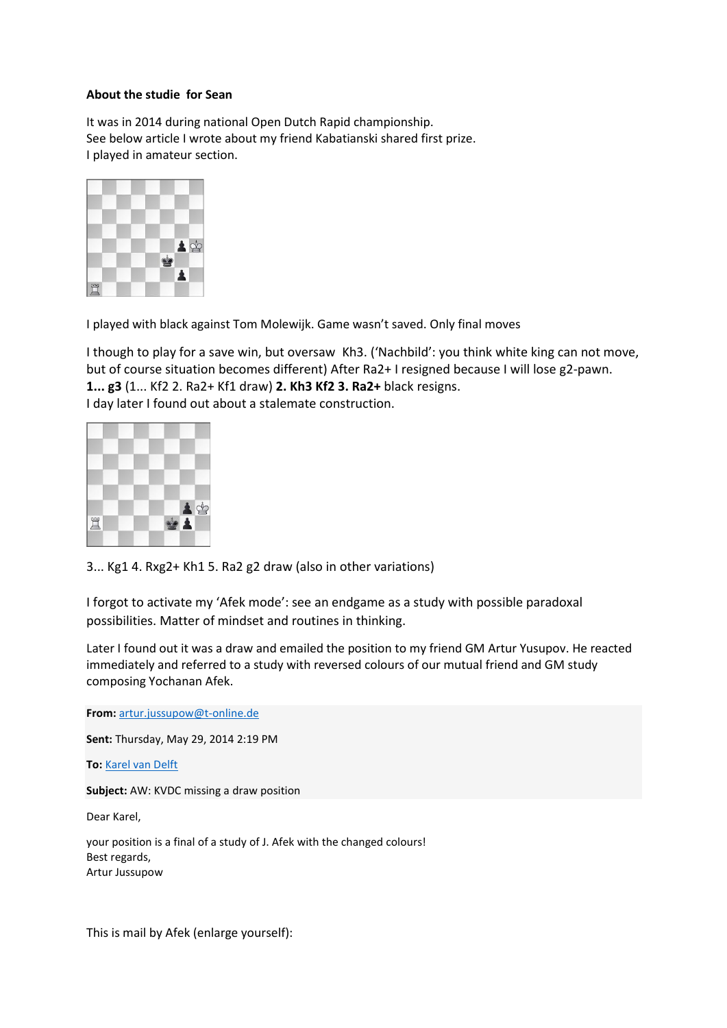**About the studie for Sean**

It was in 2014 during national Open Dutch Rapid championship.
See below article I wrote about my friend Kabatianski shared first prize.
I played in amateur section.

I played with black against Tom Molewijk. Game wasn't saved. Only final moves

I though to play for a save win, but oversaw Kh3. ('Nachbild': you think white king can not move, but of course situation becomes different) After Ra2+ I resigned because I will lose g2-pawn.
**1... g3** (1... Kf2 2. Ra2+ Kf1 draw) **2. Kh3 Kf2 3. Ra2+** black resigns.
I day later I found out about a stalemate construction.

3... Kg1 4. Rxg2+ Kh1 5. Ra2 g2 draw (also in other variations)

I forgot to activate my 'Afek mode': see an endgame as a study with possible paradoxal possibilities. Matter of mindset and routines in thinking.

Later I found out it was a draw and emailed the position to my friend GM Artur Yusupov. He reacted immediately and referred to a study with reversed colours of our mutual friend and GM study composing Yochanan Afek.

**From:** artur.jussupow@t-online.de

**Sent:** Thursday, May 29, 2014 2:19 PM

**To:** Karel van Delft

**Subject:** AW: KVDC missing a draw position

Dear Karel,

your position is a final of a study of J. Afek with the changed colours!
Best regards,
Artur Jussupow

This is mail by Afek (enlarge yourself):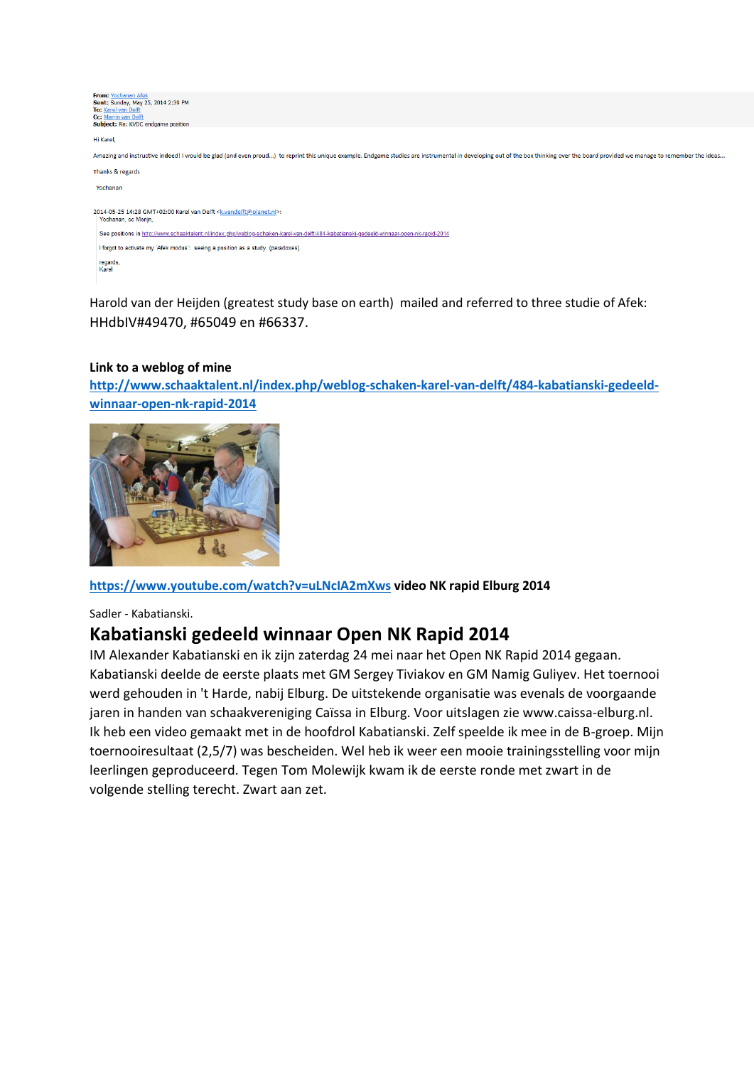**From:** Yochanan Afek
**Sent:** Sunday, May 25, 2014 2:39 PM
**To:** Karel van Delft
**Cc:** Merijn van Delft
**Subject:** Re: KVDC endgame position

Hi Karel,

Amazing and instructive indeed! I would be glad (and even proud...) to reprint this unique example. Endgame studies are instrumental in developing out of the box thinking over the board provided we manage to remember the ideas...

Thanks & regards

Yochanan

2014-05-25 14:28 GMT+02:00 Karel van Delft <k.vandelft@planet.nl>:
Yochanan, cc Merijn,

See positions in http://www.schaaktalent.nl/index.php/weblog-schaken-karel-van-delft/484-kabatianski-gedeeld-winnaar-open-nk-rapid-2014

I forgot to activate my 'Afek modus': seeing a position as a study (paradoxes).

regards,
Karel

Harold van der Heijden (greatest study base on earth) mailed and referred to three studie of Afek: HHdbIV#49470, #65049 en #66337.

**Link to a weblog of mine**

**http://www.schaaktalent.nl/index.php/weblog-schaken-karel-van-delft/484-kabatianski-gedeeld-winnaar-open-nk-rapid-2014**

**https://www.youtube.com/watch?v=uLNcIA2mXws video NK rapid Elburg 2014**

Sadler - Kabatianski.

## Kabatianski gedeeld winnaar Open NK Rapid 2014

IM Alexander Kabatianski en ik zijn zaterdag 24 mei naar het Open NK Rapid 2014 gegaan. Kabatianski deelde de eerste plaats met GM Sergey Tiviakov en GM Namig Guliyev. Het toernooi werd gehouden in 't Harde, nabij Elburg. De uitstekende organisatie was evenals de voorgaande jaren in handen van schaakvereniging Caïssa in Elburg. Voor uitslagen zie www.caissa-elburg.nl. Ik heb een video gemaakt met in de hoofdrol Kabatianski. Zelf speelde ik mee in de B-groep. Mijn toernooiresultaat (2,5/7) was bescheiden. Wel heb ik weer een mooie trainingsstelling voor mijn leerlingen geproduceerd. Tegen Tom Molewijk kwam ik de eerste ronde met zwart in de volgende stelling terecht. Zwart aan zet.